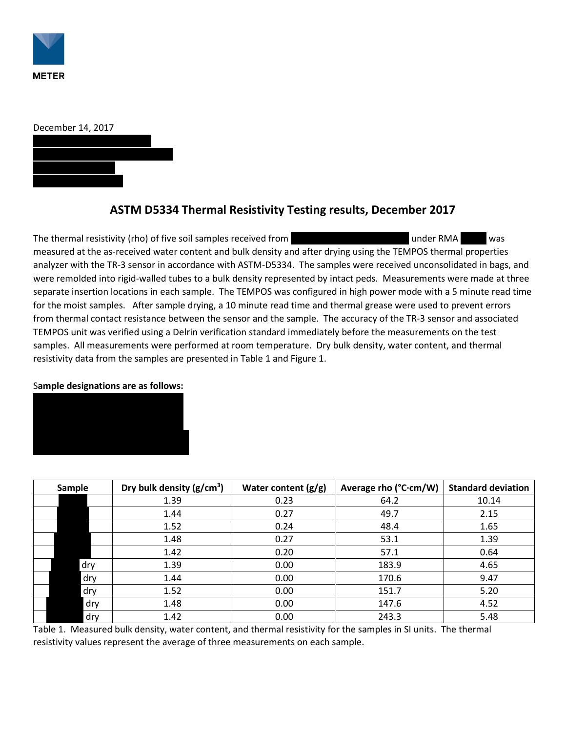METER

December 14, 2017

## ASTM D5334 Thermal Resistivity Testing results, December 2017

The thermal resistivity (rho) of five soil samples received from under RMA was measured at the as-received water content and bulk density and after drying using the TEMPOS thermal properties analyzer with the TR-3 sensor in accordance with ASTM-D5334. The samples were received unconsolidated in bags, and were remolded into rigid-walled tubes to a bulk density represented by intact peds. Measurements were made at three separate insertion locations in each sample. The TEMPOS was configured in high power mode with a 5 minute read time for the moist samples. After sample drying, a 10 minute read time and thermal grease were used to prevent errors from thermal contact resistance between the sensor and the sample. The accuracy of the TR-3 sensor and associated TEMPOS unit was verified using a Delrin verification standard immediately before the measurements on the test samples. All measurements were performed at room temperature. Dry bulk density, water content, and thermal resistivity data from the samples are presented in Table 1 and Figure 1.

**Sample designations are as follows:**

| Sample | Dry bulk density ($g/cm^3$) | Water content (g/g) | Average rho (°C·cm/W) | Standard deviation |
|---|---|---|---|---|
| | 1.39 | 0.23 | 64.2 | 10.14 |
| | 1.44 | 0.27 | 49.7 | 2.15 |
| | 1.52 | 0.24 | 48.4 | 1.65 |
| | 1.48 | 0.27 | 53.1 | 1.39 |
| | 1.42 | 0.20 | 57.1 | 0.64 |
| dry | 1.39 | 0.00 | 183.9 | 4.65 |
| dry | 1.44 | 0.00 | 170.6 | 9.47 |
| dry | 1.52 | 0.00 | 151.7 | 5.20 |
| dry | 1.48 | 0.00 | 147.6 | 4.52 |
| dry | 1.42 | 0.00 | 243.3 | 5.48 |

Table 1. Measured bulk density, water content, and thermal resistivity for the samples in SI units. The thermal resistivity values represent the average of three measurements on each sample.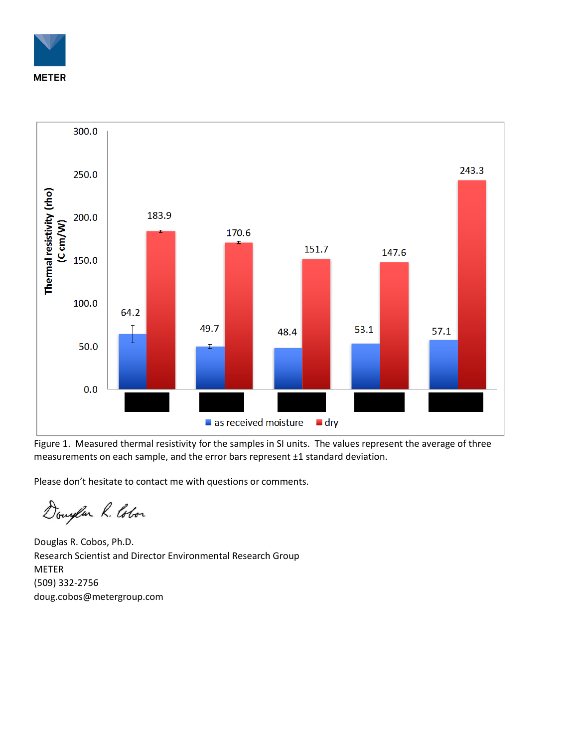METER

300.0
250.0
200.0
150.0
100.0
50.0
0.0

Thermal resistivity (rho) (C cm/W)

64.2
183.9
49.7
170.6
48.4
151.7
53.1
147.6
57.1
243.3

as received moisture
dry

Figure 1. Measured thermal resistivity for the samples in SI units. The values represent the average of three measurements on each sample, and the error bars represent ±1 standard deviation.

Please don't hesitate to contact me with questions or comments.

Douglas R. Cobos, Ph.D.
Research Scientist and Director Environmental Research Group
METER
(509) 332-2756
doug.cobos@metergroup.com